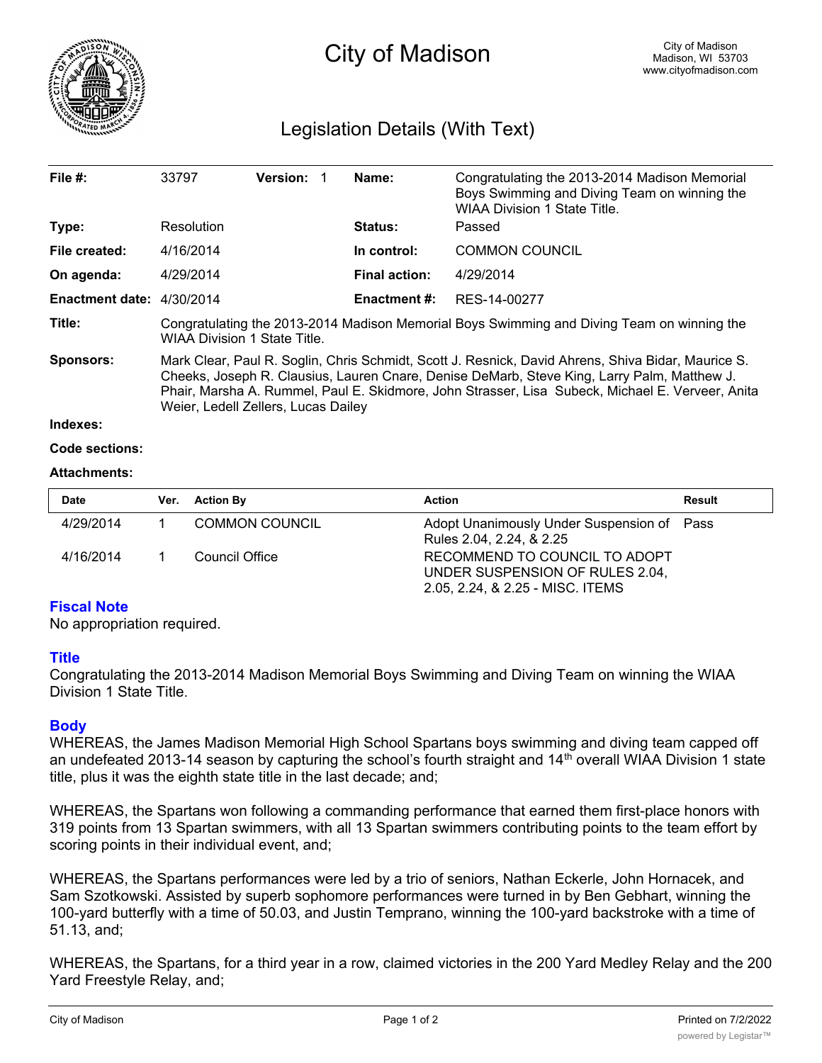# City of Madison

City of Madison
Madison, WI 53703
www.cityofmadison.com

## Legislation Details (With Text)

| | | | |
|---|---|---|---|
| **File #:** | 33797 **Version:** 1 | **Name:** | Congratulating the 2013-2014 Madison Memorial Boys Swimming and Diving Team on winning the WIAA Division 1 State Title. |
| **Type:** | Resolution | **Status:** | Passed |
| **File created:** | 4/16/2014 | **In control:** | COMMON COUNCIL |
| **On agenda:** | 4/29/2014 | **Final action:** | 4/29/2014 |
| **Enactment date:** | 4/30/2014 | **Enactment #:** | RES-14-00277 |

**Title:** Congratulating the 2013-2014 Madison Memorial Boys Swimming and Diving Team on winning the WIAA Division 1 State Title.

**Sponsors:** Mark Clear, Paul R. Soglin, Chris Schmidt, Scott J. Resnick, David Ahrens, Shiva Bidar, Maurice S. Cheeks, Joseph R. Clausius, Lauren Cnare, Denise DeMarb, Steve King, Larry Palm, Matthew J. Phair, Marsha A. Rummel, Paul E. Skidmore, John Strasser, Lisa Subeck, Michael E. Verveer, Anita Weier, Ledell Zellers, Lucas Dailey

**Indexes:**

**Code sections:**

**Attachments:**

| Date | Ver. | Action By | Action | Result |
|---|---|---|---|---|
| 4/29/2014 | 1 | COMMON COUNCIL | Adopt Unanimously Under Suspension of Rules 2.04, 2.24, & 2.25 | Pass |
| 4/16/2014 | 1 | Council Office | RECOMMEND TO COUNCIL TO ADOPT UNDER SUSPENSION OF RULES 2.04, 2.05, 2.24, & 2.25 - MISC. ITEMS | |

### Fiscal Note

No appropriation required.

### Title

Congratulating the 2013-2014 Madison Memorial Boys Swimming and Diving Team on winning the WIAA Division 1 State Title.

### Body

WHEREAS, the James Madison Memorial High School Spartans boys swimming and diving team capped off an undefeated 2013-14 season by capturing the school's fourth straight and 14th overall WIAA Division 1 state title, plus it was the eighth state title in the last decade; and;

WHEREAS, the Spartans won following a commanding performance that earned them first-place honors with 319 points from 13 Spartan swimmers, with all 13 Spartan swimmers contributing points to the team effort by scoring points in their individual event, and;

WHEREAS, the Spartans performances were led by a trio of seniors, Nathan Eckerle, John Hornacek, and Sam Szotkowski. Assisted by superb sophomore performances were turned in by Ben Gebhart, winning the 100-yard butterfly with a time of 50.03, and Justin Temprano, winning the 100-yard backstroke with a time of 51.13, and;

WHEREAS, the Spartans, for a third year in a row, claimed victories in the 200 Yard Medley Relay and the 200 Yard Freestyle Relay, and;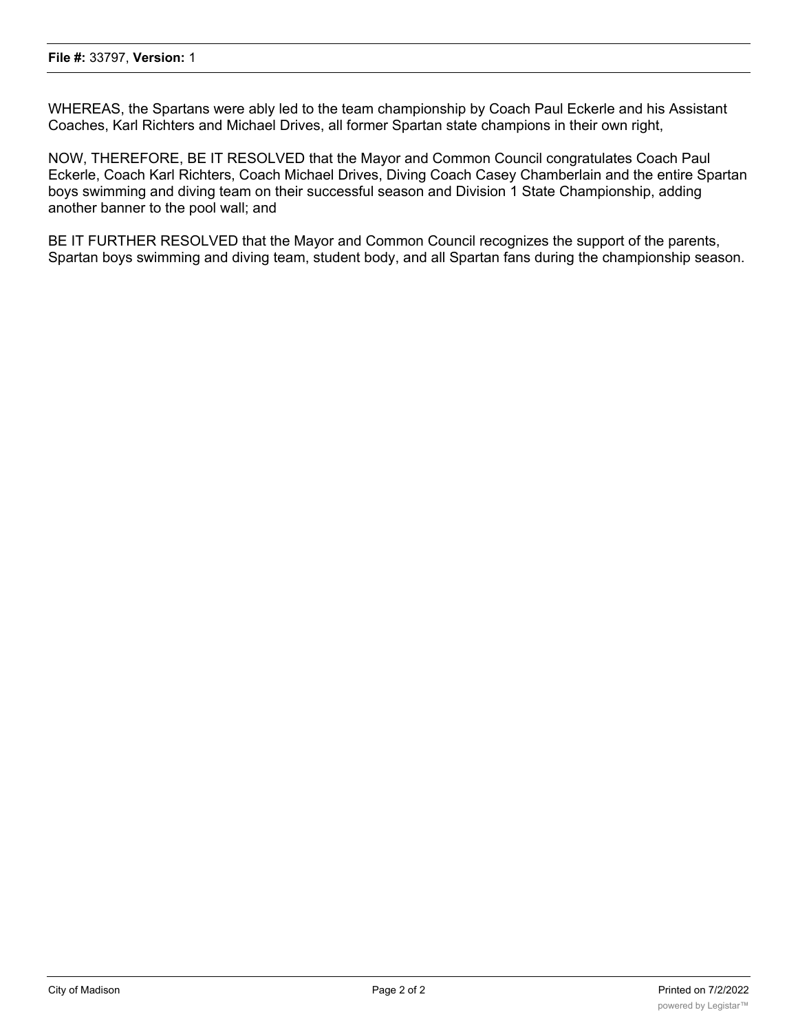WHEREAS, the Spartans were ably led to the team championship by Coach Paul Eckerle and his Assistant Coaches, Karl Richters and Michael Drives, all former Spartan state champions in their own right,

NOW, THEREFORE, BE IT RESOLVED that the Mayor and Common Council congratulates Coach Paul Eckerle, Coach Karl Richters, Coach Michael Drives, Diving Coach Casey Chamberlain and the entire Spartan boys swimming and diving team on their successful season and Division 1 State Championship, adding another banner to the pool wall; and

BE IT FURTHER RESOLVED that the Mayor and Common Council recognizes the support of the parents, Spartan boys swimming and diving team, student body, and all Spartan fans during the championship season.